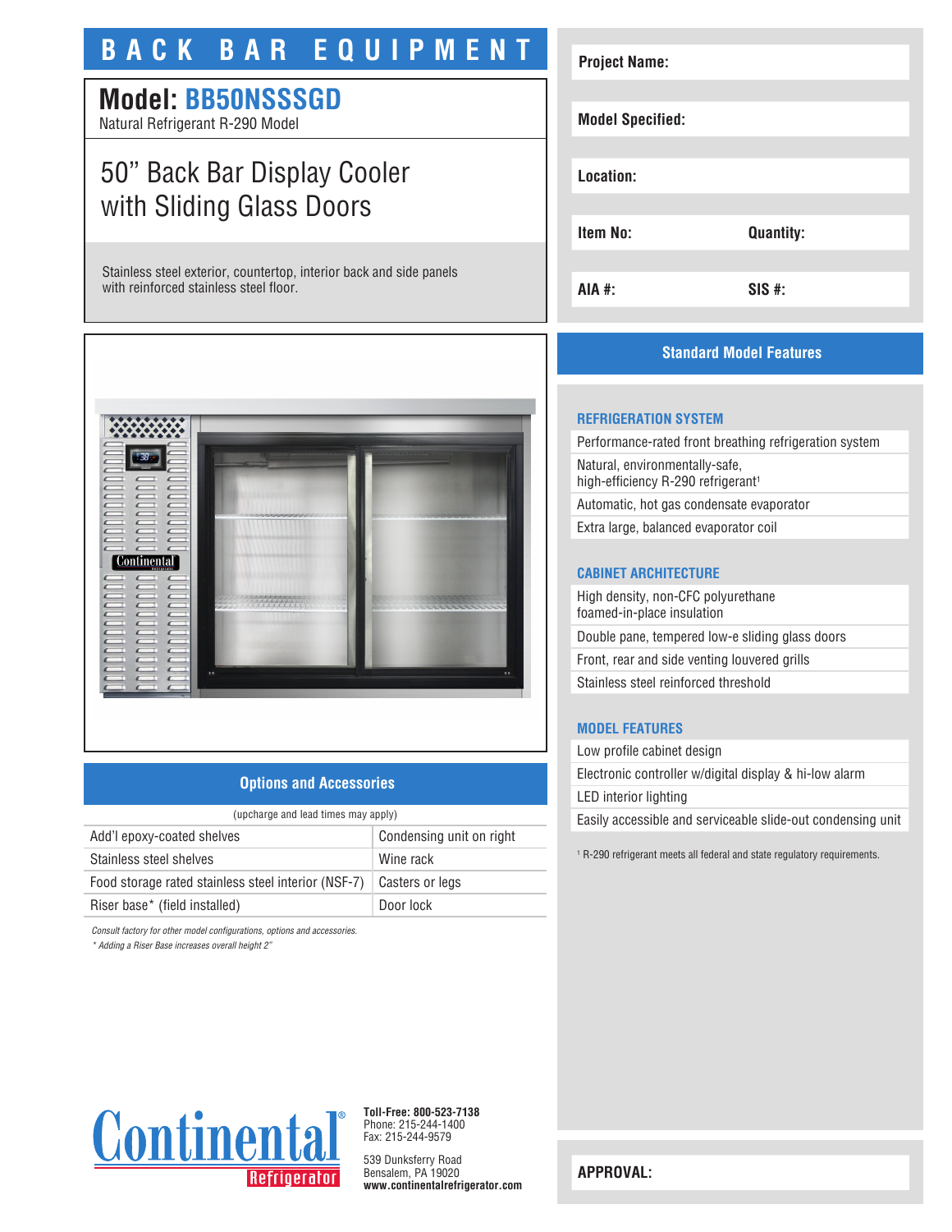# BACK BAR EQUIPMENT

## Model: BB50NSSSGD

Natural Refrigerant R-290 Model

## 50” Back Bar Display Cooler with Sliding Glass Doors

Stainless steel exterior, countertop, interior back and side panels with reinforced stainless steel floor.

| | |
|---|---|
| **Project Name:** | |
| **Model Specified:** | |
| **Location:** | |
| **Item No:** | **Quantity:** |
| **AIA #:** | **SIS #:** |

## Standard Model Features

### REFRIGERATION SYSTEM

- Performance-rated front breathing refrigeration system
- Natural, environmentally-safe, high-efficiency R-290 refrigerant[1]
- Automatic, hot gas condensate evaporator
- Extra large, balanced evaporator coil

### CABINET ARCHITECTURE

- High density, non-CFC polyurethane foamed-in-place insulation
- Double pane, tempered low-e sliding glass doors
- Front, rear and side venting louvered grills
- Stainless steel reinforced threshold

### MODEL FEATURES

- Low profile cabinet design
- Electronic controller w/digital display & hi-low alarm
- LED interior lighting
- Easily accessible and serviceable slide-out condensing unit

[1] R-290 refrigerant meets all federal and state regulatory requirements.

## Options and Accessories

(upcharge and lead times may apply)

| | |
|---|---|
| Add’l epoxy-coated shelves | Condensing unit on right |
| Stainless steel shelves | Wine rack |
| Food storage rated stainless steel interior (NSF-7) | Casters or legs |
| Riser base* (field installed) | Door lock |

*Consult factory for other model configurations, options and accessories.*

*\* Adding a Riser Base increases overall height 2”*

Continental® Refrigerator

**Toll-Free: 800-523-7138**
Phone: 215-244-1400
Fax: 215-244-9579

539 Dunksferry Road
Bensalem, PA 19020
**www.continentalrefrigerator.com**

**APPROVAL:**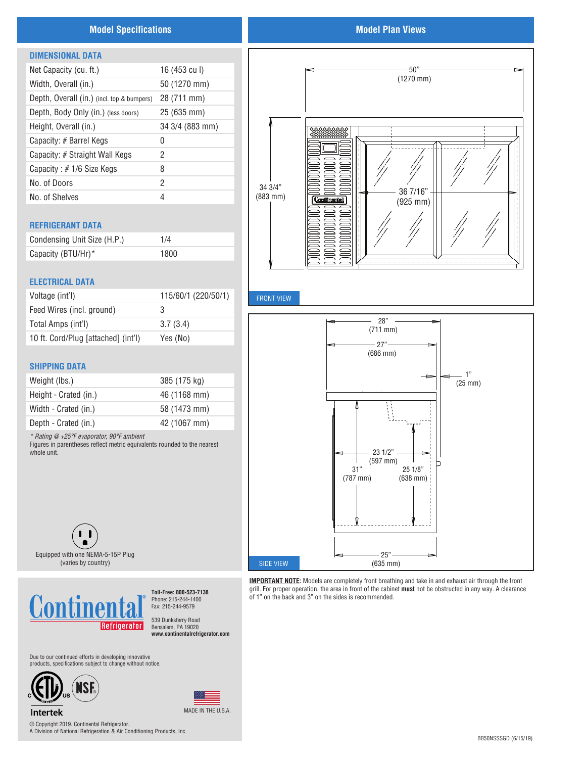## Model Specifications

### DIMENSIONAL DATA

| | |
|---|---|
| Net Capacity (cu. ft.) | 16 (453 cu l) |
| Width, Overall (in.) | 50 (1270 mm) |
| Depth, Overall (in.) (incl. top & bumpers) | 28 (711 mm) |
| Depth, Body Only (in.) (less doors) | 25 (635 mm) |
| Height, Overall (in.) | 34 3/4 (883 mm) |
| Capacity: # Barrel Kegs | 0 |
| Capacity: # Straight Wall Kegs | 2 |
| Capacity : # 1/6 Size Kegs | 8 |
| No. of Doors | 2 |
| No. of Shelves | 4 |

### REFRIGERANT DATA

| | |
|---|---|
| Condensing Unit Size (H.P.) | 1/4 |
| Capacity (BTU/Hr)* | 1800 |

### ELECTRICAL DATA

| | |
|---|---|
| Voltage (int'l) | 115/60/1 (220/50/1) |
| Feed Wires (incl. ground) | 3 |
| Total Amps (int'l) | 3.7 (3.4) |
| 10 ft. Cord/Plug [attached] (int'l) | Yes (No) |

### SHIPPING DATA

| | |
|---|---|
| Weight (lbs.) | 385 (175 kg) |
| Height - Crated (in.) | 46 (1168 mm) |
| Width - Crated (in.) | 58 (1473 mm) |
| Depth - Crated (in.) | 42 (1067 mm) |

*\* Rating @ +25°F evaporator, 90°F ambient*

Figures in parentheses reflect metric equivalents rounded to the nearest whole unit.

Equipped with one NEMA-5-15P Plug (varies by country)

## Model Plan Views

FRONT VIEW

50" (1270 mm)
34 3/4" (883 mm)
36 7/16" (925 mm)

SIDE VIEW

28" (711 mm)
27" (686 mm)
1" (25 mm)
23 1/2" (597 mm)
31" (787 mm)
25 1/8" (638 mm)
25" (635 mm)

**IMPORTANT NOTE:** Models are completely front breathing and take in and exhaust air through the front grill. For proper operation, the area in front of the cabinet **must** not be obstructed in any way. A clearance of 1" on the back and 3" on the sides is recommended.

**Continental Refrigerator**

**Toll-Free: 800-523-7138**
Phone: 215-244-1400
Fax: 215-244-9579

539 Dunksferry Road
Bensalem, PA 19020
**www.continentalrefrigerator.com**

Due to our continued efforts in developing innovative products, specifications subject to change without notice.

Intertek

MADE IN THE U.S.A.

© Copyright 2019. Continental Refrigerator.
A Division of National Refrigeration & Air Conditioning Products, Inc.

BB50NSSSGD (6/15/19)